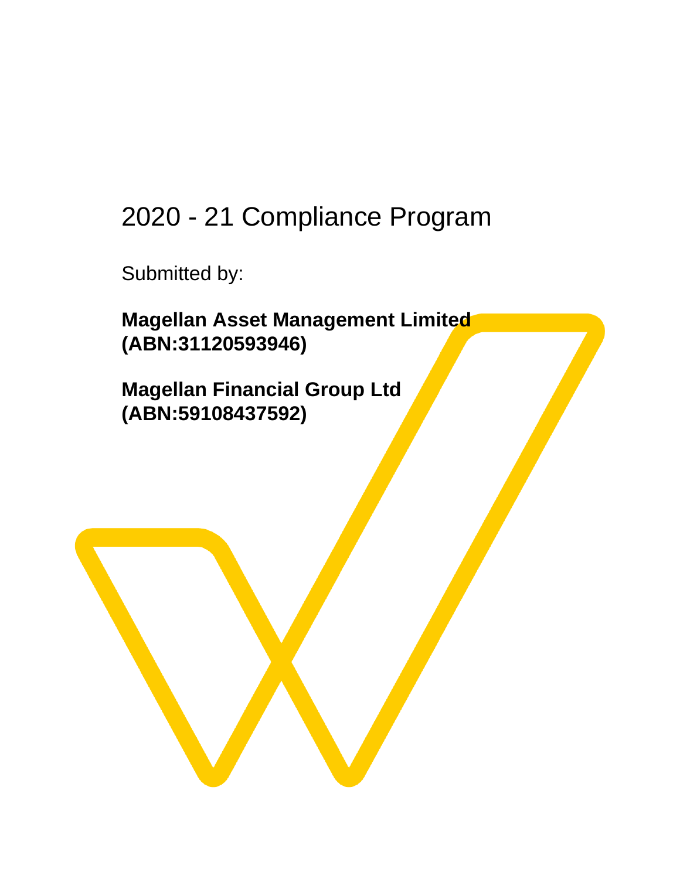# 2020 - 21 Compliance Program

Submitted by:

**Magellan Asset Management Limited (ABN:31120593946)**

**Magellan Financial Group Ltd (ABN:59108437592)**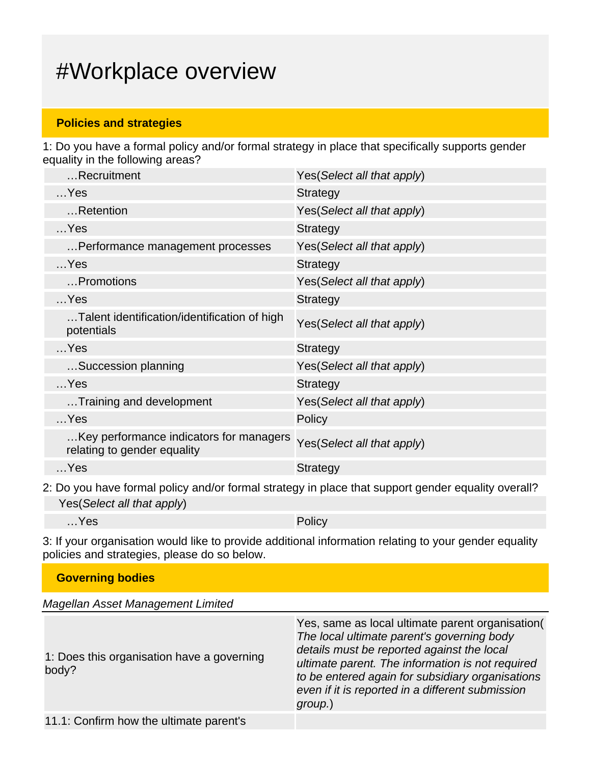# #Workplace overview

## Policies and strategies

1: Do you have a formal policy and/or formal strategy in place that specifically supports gender equality in the following areas?

| | |
|---|---|
| …Recruitment | Yes(*Select all that apply*) |
| …Yes | Strategy |
| …Retention | Yes(*Select all that apply*) |
| …Yes | Strategy |
| …Performance management processes | Yes(*Select all that apply*) |
| …Yes | Strategy |
| …Promotions | Yes(*Select all that apply*) |
| …Yes | Strategy |
| …Talent identification/identification of high potentials | Yes(*Select all that apply*) |
| …Yes | Strategy |
| …Succession planning | Yes(*Select all that apply*) |
| …Yes | Strategy |
| …Training and development | Yes(*Select all that apply*) |
| …Yes | Policy |
| …Key performance indicators for managers relating to gender equality | Yes(*Select all that apply*) |
| …Yes | Strategy |

2: Do you have formal policy and/or formal strategy in place that support gender equality overall?

| | |
|---|---|
| Yes(*Select all that apply*) | |
| …Yes | Policy |

3: If your organisation would like to provide additional information relating to your gender equality policies and strategies, please do so below.

## Governing bodies

*Magellan Asset Management Limited*

| | |
|---|---|
| 1: Does this organisation have a governing body? | Yes, same as local ultimate parent organisation(*The local ultimate parent's governing body details must be reported against the local ultimate parent. The information is not required to be entered again for subsidiary organisations even if it is reported in a different submission group.*) |
| 11.1: Confirm how the ultimate parent's | |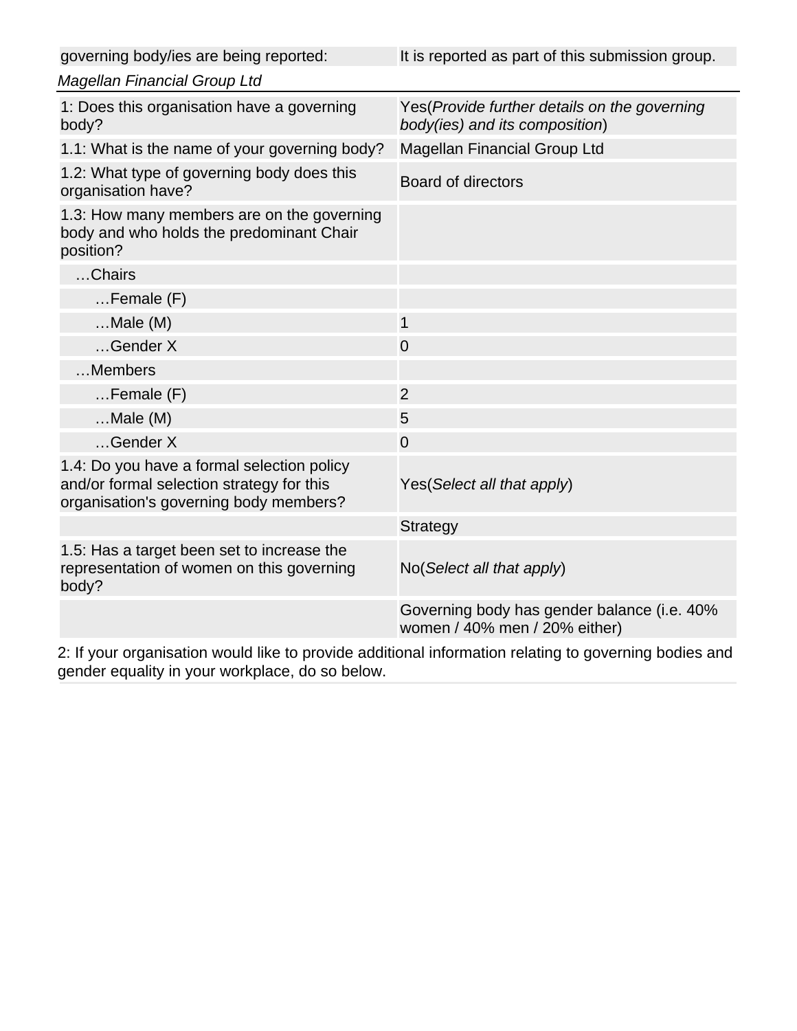| governing body/ies are being reported: | It is reported as part of this submission group. |
|---|---|

*Magellan Financial Group Ltd*

| | |
|---|---|
| 1: Does this organisation have a governing body? | Yes(*Provide further details on the governing body(ies) and its composition*) |
| 1.1: What is the name of your governing body? | Magellan Financial Group Ltd |
| 1.2: What type of governing body does this organisation have? | Board of directors |
| 1.3: How many members are on the governing body and who holds the predominant Chair position? | |
| …Chairs | |
| …Female (F) | |
| …Male (M) | 1 |
| …Gender X | 0 |
| …Members | |
| …Female (F) | 2 |
| …Male (M) | 5 |
| …Gender X | 0 |
| 1.4: Do you have a formal selection policy and/or formal selection strategy for this organisation's governing body members? | Yes(*Select all that apply*) |
| | Strategy |
| 1.5: Has a target been set to increase the representation of women on this governing body? | No(*Select all that apply*) |
| | Governing body has gender balance (i.e. 40% women / 40% men / 20% either) |

2: If your organisation would like to provide additional information relating to governing bodies and gender equality in your workplace, do so below.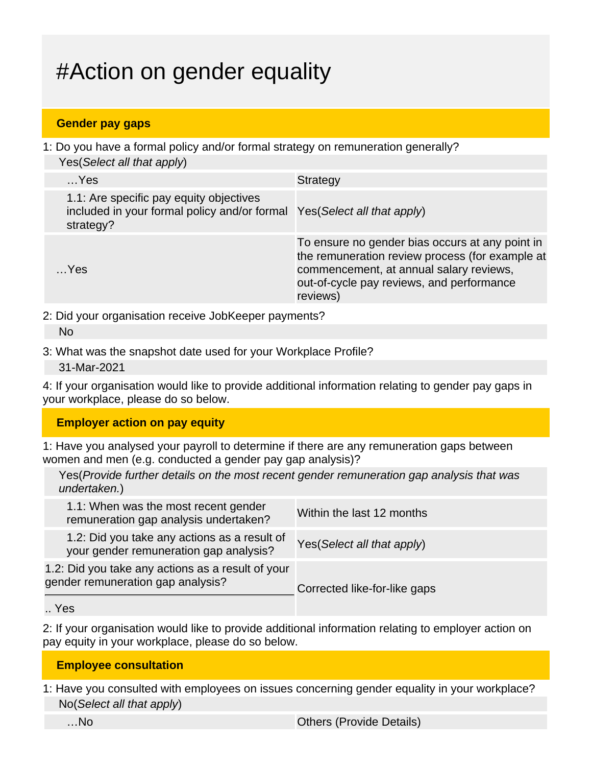# #Action on gender equality

## Gender pay gaps

1: Do you have a formal policy and/or formal strategy on remuneration generally?

Yes(*Select all that apply*)

| | |
|---|---|
| …Yes | Strategy |
| 1.1: Are specific pay equity objectives included in your formal policy and/or formal strategy? | Yes(*Select all that apply*) |
| …Yes | To ensure no gender bias occurs at any point in the remuneration review process (for example at commencement, at annual salary reviews, out-of-cycle pay reviews, and performance reviews) |

2: Did your organisation receive JobKeeper payments?

No

3: What was the snapshot date used for your Workplace Profile?

31-Mar-2021

4: If your organisation would like to provide additional information relating to gender pay gaps in your workplace, please do so below.

## Employer action on pay equity

1: Have you analysed your payroll to determine if there are any remuneration gaps between women and men (e.g. conducted a gender pay gap analysis)?

Yes(*Provide further details on the most recent gender remuneration gap analysis that was undertaken.*)

| | |
|---|---|
| 1.1: When was the most recent gender remuneration gap analysis undertaken? | Within the last 12 months |
| 1.2: Did you take any actions as a result of your gender remuneration gap analysis? | Yes(*Select all that apply*) |
| 1.2: Did you take any actions as a result of your gender remuneration gap analysis? .. Yes | Corrected like-for-like gaps |

2: If your organisation would like to provide additional information relating to employer action on pay equity in your workplace, please do so below.

## Employee consultation

1: Have you consulted with employees on issues concerning gender equality in your workplace?

No(*Select all that apply*)

| | |
|---|---|
| …No | Others (Provide Details) |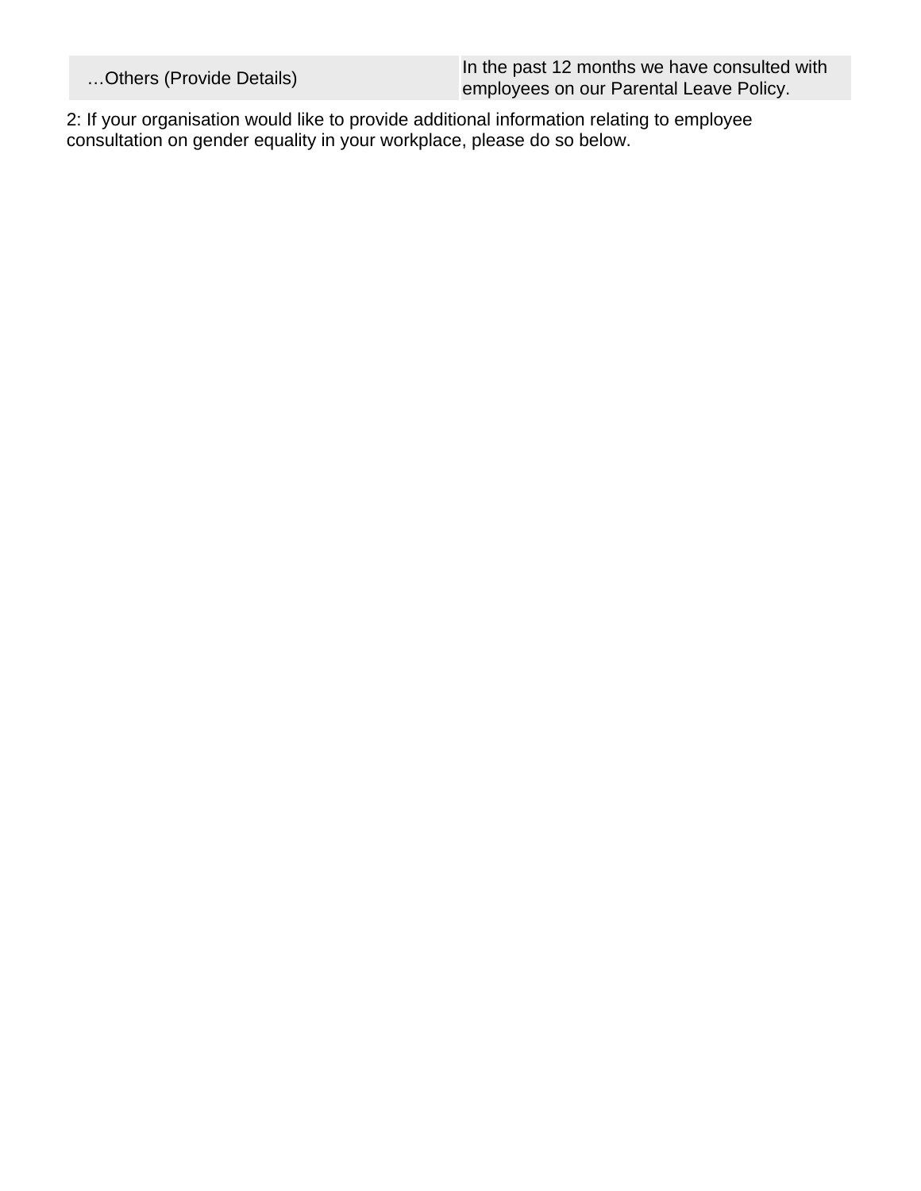| | |
|---|---|
| …Others (Provide Details) | In the past 12 months we have consulted with employees on our Parental Leave Policy. |

2: If your organisation would like to provide additional information relating to employee consultation on gender equality in your workplace, please do so below.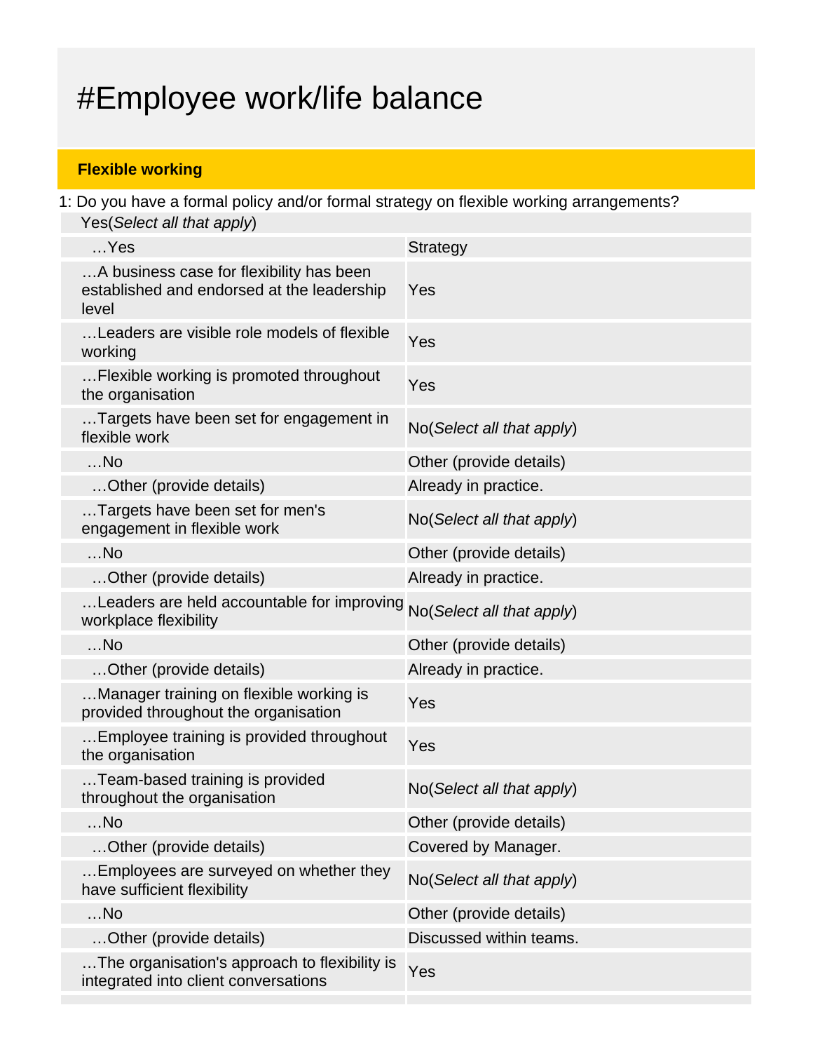# #Employee work/life balance

**Flexible working**

1: Do you have a formal policy and/or formal strategy on flexible working arrangements?

Yes(*Select all that apply*)

| | |
|---|---|
| …Yes | Strategy |
| …A business case for flexibility has been established and endorsed at the leadership level | Yes |
| …Leaders are visible role models of flexible working | Yes |
| …Flexible working is promoted throughout the organisation | Yes |
| …Targets have been set for engagement in flexible work | No(*Select all that apply*) |
| …No | Other (provide details) |
| …Other (provide details) | Already in practice. |
| …Targets have been set for men's engagement in flexible work | No(*Select all that apply*) |
| …No | Other (provide details) |
| …Other (provide details) | Already in practice. |
| …Leaders are held accountable for improving workplace flexibility | No(*Select all that apply*) |
| …No | Other (provide details) |
| …Other (provide details) | Already in practice. |
| …Manager training on flexible working is provided throughout the organisation | Yes |
| …Employee training is provided throughout the organisation | Yes |
| …Team-based training is provided throughout the organisation | No(*Select all that apply*) |
| …No | Other (provide details) |
| …Other (provide details) | Covered by Manager. |
| …Employees are surveyed on whether they have sufficient flexibility | No(*Select all that apply*) |
| …No | Other (provide details) |
| …Other (provide details) | Discussed within teams. |
| …The organisation's approach to flexibility is integrated into client conversations | Yes |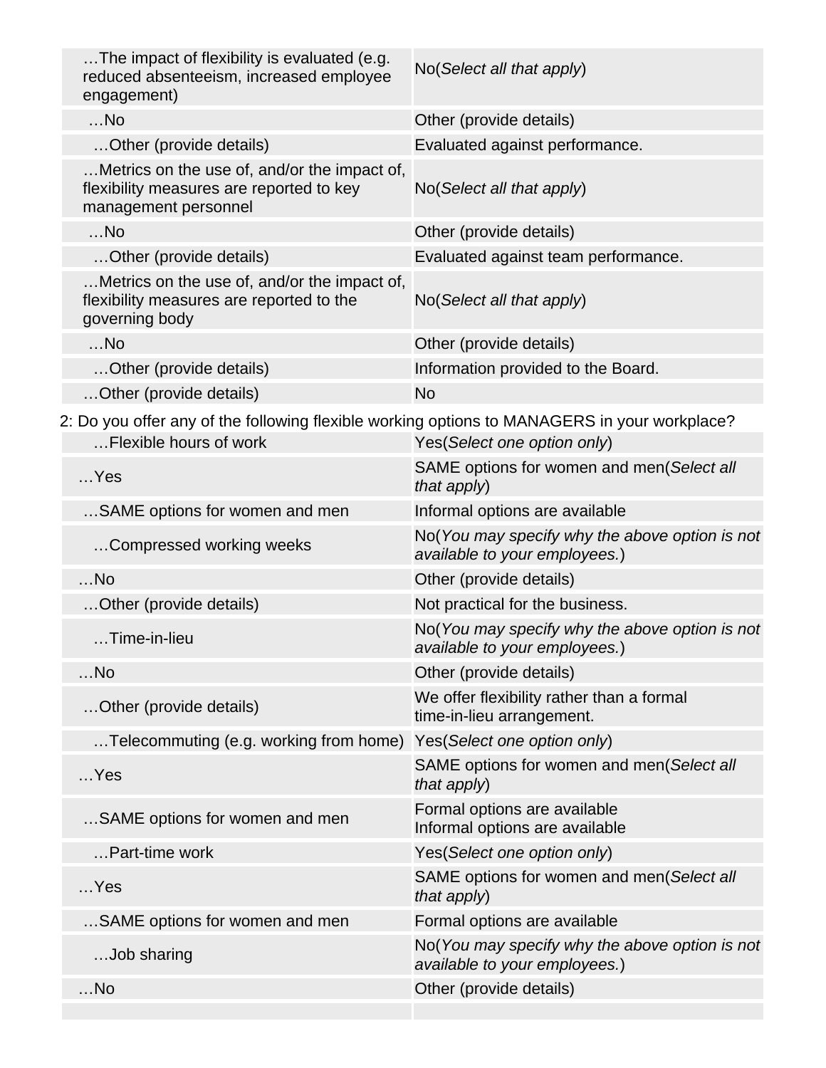| | |
|---|---|
| …The impact of flexibility is evaluated (e.g. reduced absenteeism, increased employee engagement) | No(*Select all that apply*) |
| …No | Other (provide details) |
| …Other (provide details) | Evaluated against performance. |
| …Metrics on the use of, and/or the impact of, flexibility measures are reported to key management personnel | No(*Select all that apply*) |
| …No | Other (provide details) |
| …Other (provide details) | Evaluated against team performance. |
| …Metrics on the use of, and/or the impact of, flexibility measures are reported to the governing body | No(*Select all that apply*) |
| …No | Other (provide details) |
| …Other (provide details) | Information provided to the Board. |
| …Other (provide details) | No |

2: Do you offer any of the following flexible working options to MANAGERS in your workplace?

| | |
|---|---|
| …Flexible hours of work | Yes(*Select one option only*) |
| …Yes | SAME options for women and men(*Select all that apply*) |
| …SAME options for women and men | Informal options are available |
| …Compressed working weeks | No(*You may specify why the above option is not available to your employees.*) |
| …No | Other (provide details) |
| …Other (provide details) | Not practical for the business. |
| …Time-in-lieu | No(*You may specify why the above option is not available to your employees.*) |
| …No | Other (provide details) |
| …Other (provide details) | We offer flexibility rather than a formal time-in-lieu arrangement. |
| …Telecommuting (e.g. working from home) | Yes(*Select one option only*) |
| …Yes | SAME options for women and men(*Select all that apply*) |
| …SAME options for women and men | Formal options are available<br>Informal options are available |
| …Part-time work | Yes(*Select one option only*) |
| …Yes | SAME options for women and men(*Select all that apply*) |
| …SAME options for women and men | Formal options are available |
| …Job sharing | No(*You may specify why the above option is not available to your employees.*) |
| …No | Other (provide details) |
| | |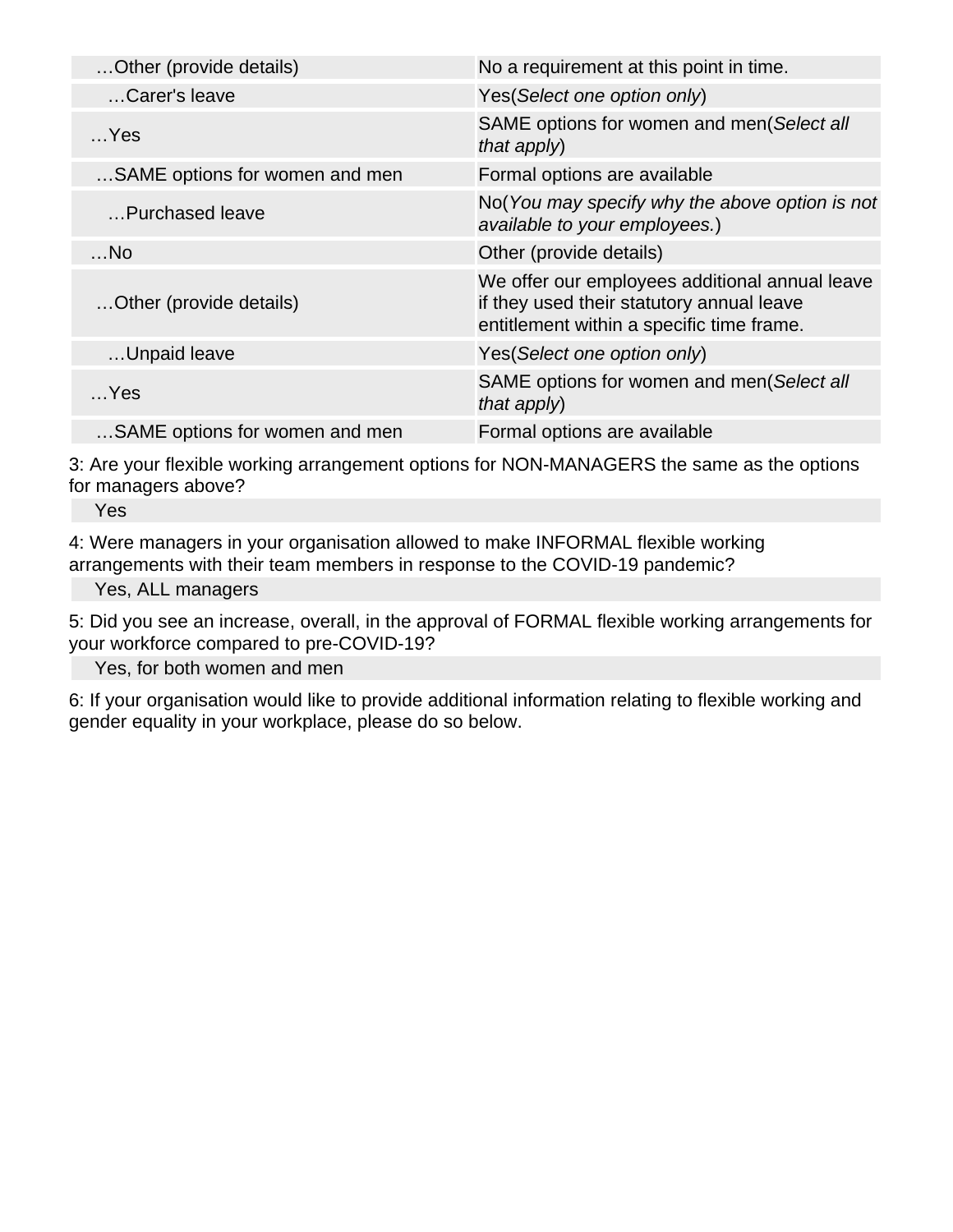| | |
|---|---|
| …Other (provide details) | No a requirement at this point in time. |
| …Carer's leave | Yes(*Select one option only*) |
| …Yes | SAME options for women and men(*Select all that apply*) |
| …SAME options for women and men | Formal options are available |
| …Purchased leave | No(*You may specify why the above option is not available to your employees.*) |
| …No | Other (provide details) |
| …Other (provide details) | We offer our employees additional annual leave if they used their statutory annual leave entitlement within a specific time frame. |
| …Unpaid leave | Yes(*Select one option only*) |
| …Yes | SAME options for women and men(*Select all that apply*) |
| …SAME options for women and men | Formal options are available |

3: Are your flexible working arrangement options for NON-MANAGERS the same as the options for managers above?

Yes

4: Were managers in your organisation allowed to make INFORMAL flexible working arrangements with their team members in response to the COVID-19 pandemic?

Yes, ALL managers

5: Did you see an increase, overall, in the approval of FORMAL flexible working arrangements for your workforce compared to pre-COVID-19?

Yes, for both women and men

6: If your organisation would like to provide additional information relating to flexible working and gender equality in your workplace, please do so below.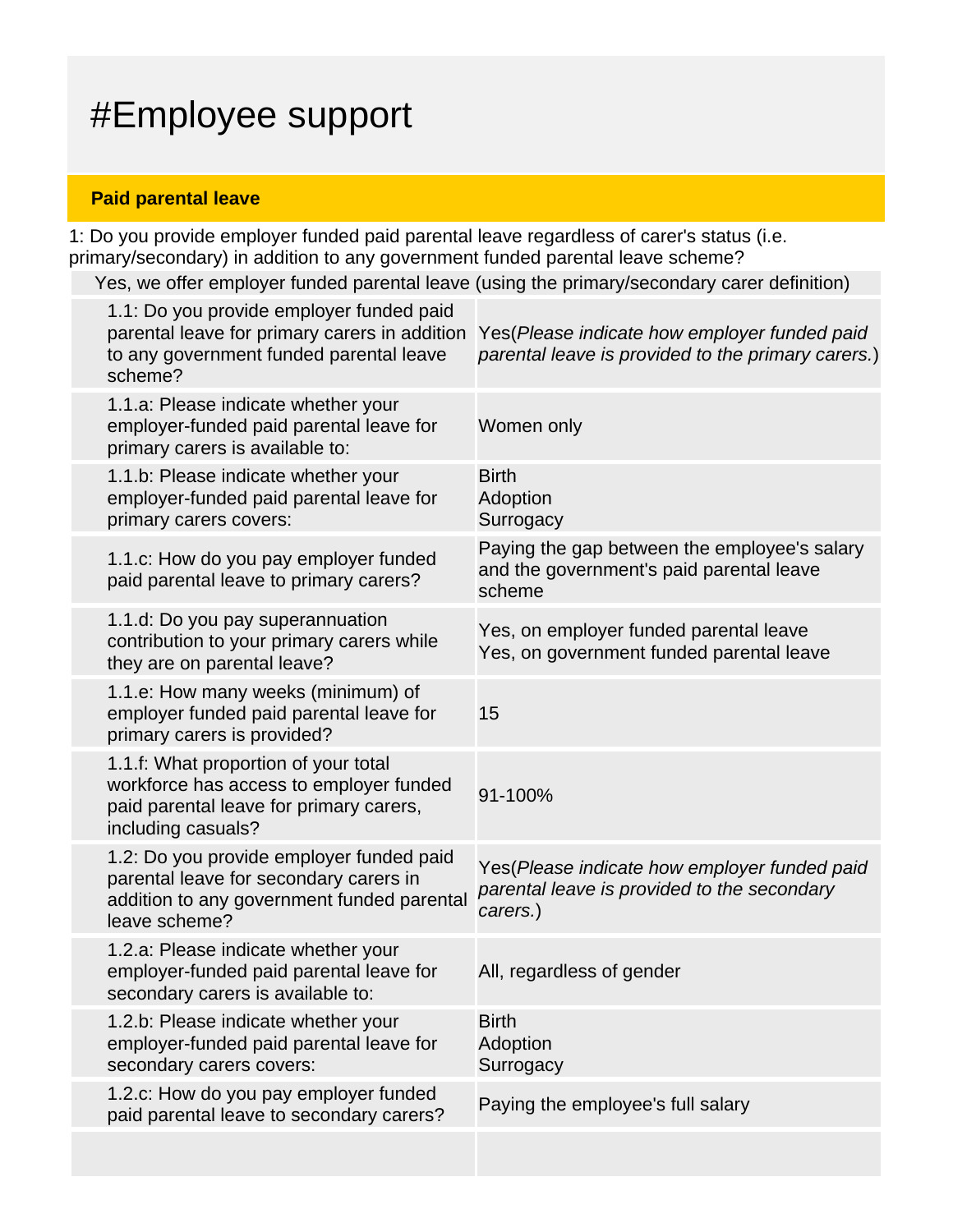# #Employee support

**Paid parental leave**

1: Do you provide employer funded paid parental leave regardless of carer's status (i.e. primary/secondary) in addition to any government funded parental leave scheme?

Yes, we offer employer funded parental leave (using the primary/secondary carer definition)

| | |
|---|---|
| 1.1: Do you provide employer funded paid parental leave for primary carers in addition to any government funded parental leave scheme? | Yes(*Please indicate how employer funded paid parental leave is provided to the primary carers.*) |
| 1.1.a: Please indicate whether your employer-funded paid parental leave for primary carers is available to: | Women only |
| 1.1.b: Please indicate whether your employer-funded paid parental leave for primary carers covers: | Birth<br>Adoption<br>Surrogacy |
| 1.1.c: How do you pay employer funded paid parental leave to primary carers? | Paying the gap between the employee's salary and the government's paid parental leave scheme |
| 1.1.d: Do you pay superannuation contribution to your primary carers while they are on parental leave? | Yes, on employer funded parental leave<br>Yes, on government funded parental leave |
| 1.1.e: How many weeks (minimum) of employer funded paid parental leave for primary carers is provided? | 15 |
| 1.1.f: What proportion of your total workforce has access to employer funded paid parental leave for primary carers, including casuals? | 91-100% |
| 1.2: Do you provide employer funded paid parental leave for secondary carers in addition to any government funded parental leave scheme? | Yes(*Please indicate how employer funded paid parental leave is provided to the secondary carers.*) |
| 1.2.a: Please indicate whether your employer-funded paid parental leave for secondary carers is available to: | All, regardless of gender |
| 1.2.b: Please indicate whether your employer-funded paid parental leave for secondary carers covers: | Birth<br>Adoption<br>Surrogacy |
| 1.2.c: How do you pay employer funded paid parental leave to secondary carers? | Paying the employee's full salary |
| | |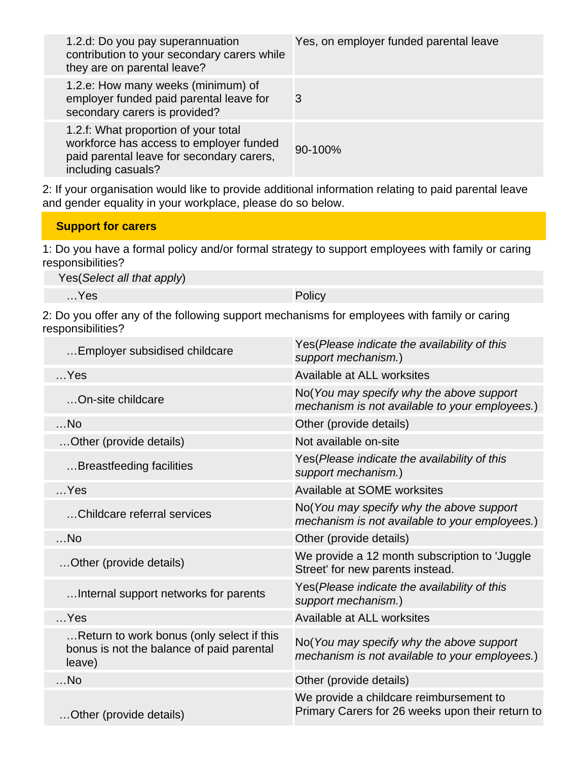| | |
|---|---|
| 1.2.d: Do you pay superannuation contribution to your secondary carers while they are on parental leave? | Yes, on employer funded parental leave |
| 1.2.e: How many weeks (minimum) of employer funded paid parental leave for secondary carers is provided? | 3 |
| 1.2.f: What proportion of your total workforce has access to employer funded paid parental leave for secondary carers, including casuals? | 90-100% |

2: If your organisation would like to provide additional information relating to paid parental leave and gender equality in your workplace, please do so below.

## Support for carers

1: Do you have a formal policy and/or formal strategy to support employees with family or caring responsibilities?

| | |
|---|---|
| Yes(*Select all that apply*) | |
| …Yes | Policy |

2: Do you offer any of the following support mechanisms for employees with family or caring responsibilities?

| | |
|---|---|
| …Employer subsidised childcare | Yes(*Please indicate the availability of this support mechanism.*) |
| …Yes | Available at ALL worksites |
| …On-site childcare | No(*You may specify why the above support mechanism is not available to your employees.*) |
| …No | Other (provide details) |
| …Other (provide details) | Not available on-site |
| …Breastfeeding facilities | Yes(*Please indicate the availability of this support mechanism.*) |
| …Yes | Available at SOME worksites |
| …Childcare referral services | No(*You may specify why the above support mechanism is not available to your employees.*) |
| …No | Other (provide details) |
| …Other (provide details) | We provide a 12 month subscription to 'Juggle Street' for new parents instead. |
| …Internal support networks for parents | Yes(*Please indicate the availability of this support mechanism.*) |
| …Yes | Available at ALL worksites |
| …Return to work bonus (only select if this bonus is not the balance of paid parental leave) | No(*You may specify why the above support mechanism is not available to your employees.*) |
| …No | Other (provide details) |
| …Other (provide details) | We provide a childcare reimbursement to Primary Carers for 26 weeks upon their return to |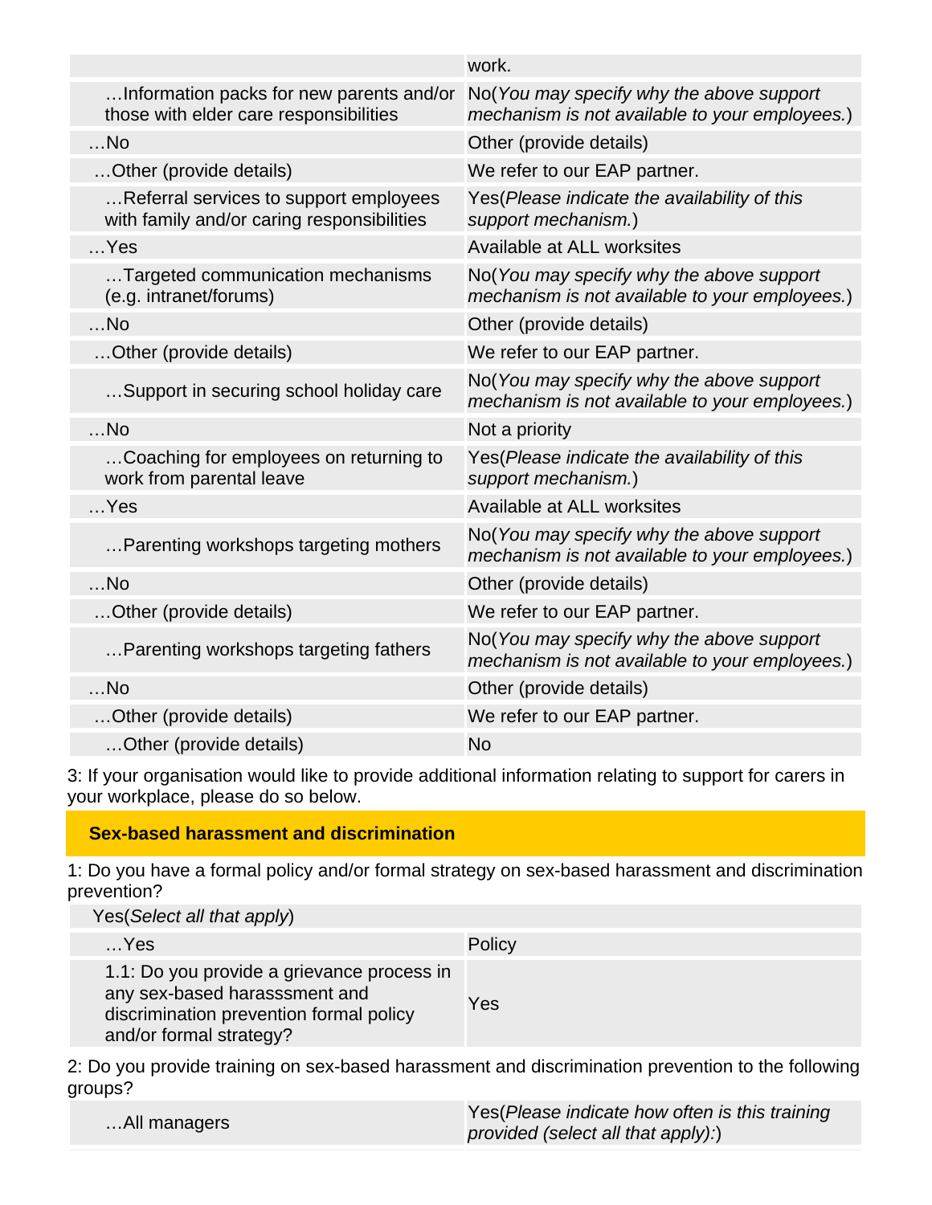| | |
|---|---|
| | work. |
| …Information packs for new parents and/or those with elder care responsibilities | No(*You may specify why the above support mechanism is not available to your employees.*) |
| …No | Other (provide details) |
| …Other (provide details) | We refer to our EAP partner. |
| …Referral services to support employees with family and/or caring responsibilities | Yes(*Please indicate the availability of this support mechanism.*) |
| …Yes | Available at ALL worksites |
| …Targeted communication mechanisms (e.g. intranet/forums) | No(*You may specify why the above support mechanism is not available to your employees.*) |
| …No | Other (provide details) |
| …Other (provide details) | We refer to our EAP partner. |
| …Support in securing school holiday care | No(*You may specify why the above support mechanism is not available to your employees.*) |
| …No | Not a priority |
| …Coaching for employees on returning to work from parental leave | Yes(*Please indicate the availability of this support mechanism.*) |
| …Yes | Available at ALL worksites |
| …Parenting workshops targeting mothers | No(*You may specify why the above support mechanism is not available to your employees.*) |
| …No | Other (provide details) |
| …Other (provide details) | We refer to our EAP partner. |
| …Parenting workshops targeting fathers | No(*You may specify why the above support mechanism is not available to your employees.*) |
| …No | Other (provide details) |
| …Other (provide details) | We refer to our EAP partner. |
| …Other (provide details) | No |

3: If your organisation would like to provide additional information relating to support for carers in your workplace, please do so below.

## Sex-based harassment and discrimination

1: Do you have a formal policy and/or formal strategy on sex-based harassment and discrimination prevention?

| | |
|---|---|
| Yes(*Select all that apply*) | |
| …Yes | Policy |
| 1.1: Do you provide a grievance process in any sex-based harasssment and discrimination prevention formal policy and/or formal strategy? | Yes |

2: Do you provide training on sex-based harassment and discrimination prevention to the following groups?

| | |
|---|---|
| …All managers | Yes(*Please indicate how often is this training provided (select all that apply):*) |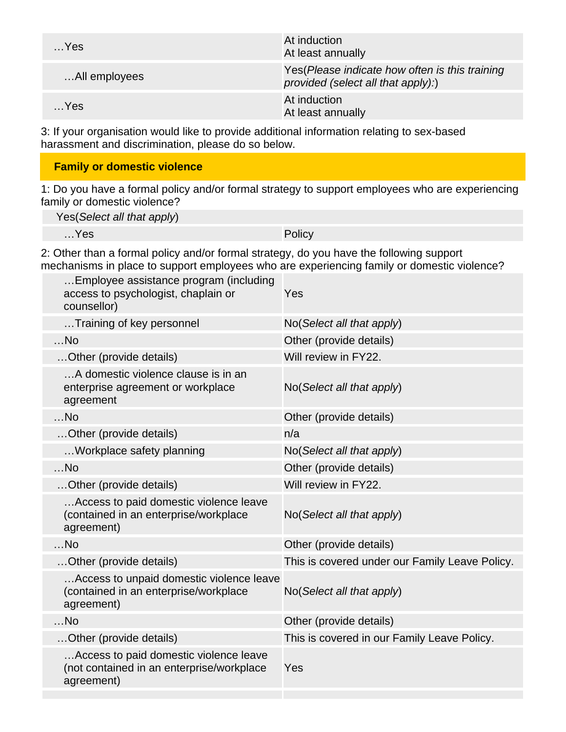| | |
|---|---|
| …Yes | At induction<br>At least annually |
| …All employees | Yes(*Please indicate how often is this training provided (select all that apply):*) |
| …Yes | At induction<br>At least annually |

3: If your organisation would like to provide additional information relating to sex-based harassment and discrimination, please do so below.

## Family or domestic violence

1: Do you have a formal policy and/or formal strategy to support employees who are experiencing family or domestic violence?

| | |
|---|---|
| Yes(*Select all that apply*) | |
| …Yes | Policy |

2: Other than a formal policy and/or formal strategy, do you have the following support mechanisms in place to support employees who are experiencing family or domestic violence?

| | |
|---|---|
| …Employee assistance program (including access to psychologist, chaplain or counsellor) | Yes |
| …Training of key personnel | No(*Select all that apply*) |
| …No | Other (provide details) |
| …Other (provide details) | Will review in FY22. |
| …A domestic violence clause is in an enterprise agreement or workplace agreement | No(*Select all that apply*) |
| …No | Other (provide details) |
| …Other (provide details) | n/a |
| …Workplace safety planning | No(*Select all that apply*) |
| …No | Other (provide details) |
| …Other (provide details) | Will review in FY22. |
| …Access to paid domestic violence leave (contained in an enterprise/workplace agreement) | No(*Select all that apply*) |
| …No | Other (provide details) |
| …Other (provide details) | This is covered under our Family Leave Policy. |
| …Access to unpaid domestic violence leave (contained in an enterprise/workplace agreement) | No(*Select all that apply*) |
| …No | Other (provide details) |
| …Other (provide details) | This is covered in our Family Leave Policy. |
| …Access to paid domestic violence leave (not contained in an enterprise/workplace agreement) | Yes |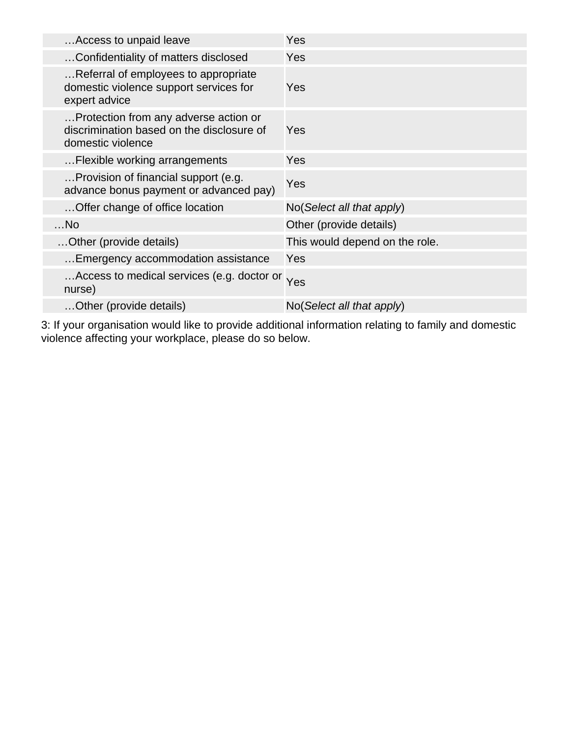| | |
|---|---|
| …Access to unpaid leave | Yes |
| …Confidentiality of matters disclosed | Yes |
| …Referral of employees to appropriate domestic violence support services for expert advice | Yes |
| …Protection from any adverse action or discrimination based on the disclosure of domestic violence | Yes |
| …Flexible working arrangements | Yes |
| …Provision of financial support (e.g. advance bonus payment or advanced pay) | Yes |
| …Offer change of office location | No(*Select all that apply*) |
| …No | Other (provide details) |
| …Other (provide details) | This would depend on the role. |
| …Emergency accommodation assistance | Yes |
| …Access to medical services (e.g. doctor or nurse) | Yes |
| …Other (provide details) | No(*Select all that apply*) |

3: If your organisation would like to provide additional information relating to family and domestic violence affecting your workplace, please do so below.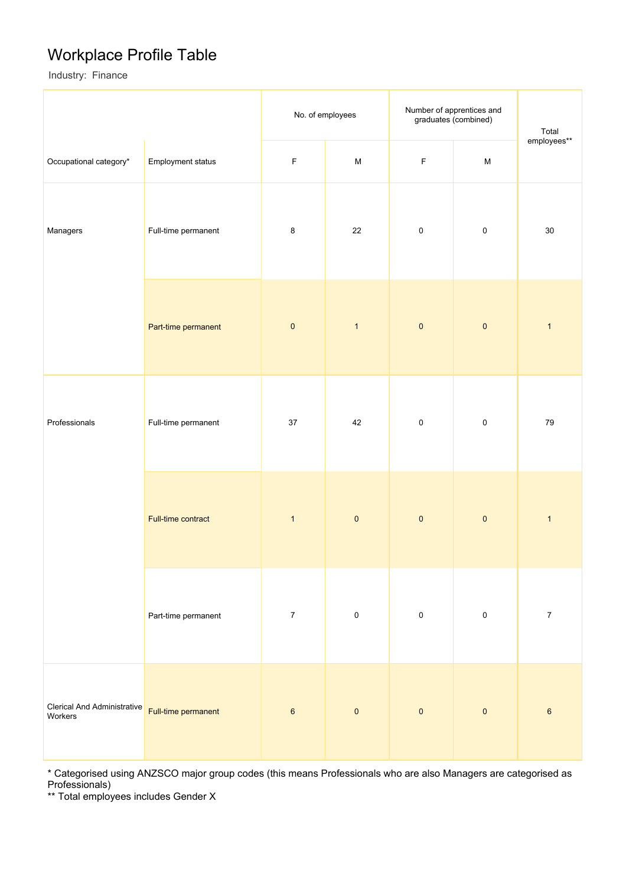# Workplace Profile Table

Industry: Finance

| Occupational category* | Employment status | No. of employees | | Number of apprentices and graduates (combined) | | Total employees** |
|---|---|---|---|---|---|---|
| | | F | M | F | M | |
| Managers | Full-time permanent | 8 | 22 | 0 | 0 | 30 |
| | Part-time permanent | 0 | 1 | 0 | 0 | 1 |
| Professionals | Full-time permanent | 37 | 42 | 0 | 0 | 79 |
| | Full-time contract | 1 | 0 | 0 | 0 | 1 |
| | Part-time permanent | 7 | 0 | 0 | 0 | 7 |
| Clerical And Administrative Workers | Full-time permanent | 6 | 0 | 0 | 0 | 6 |

* Categorised using ANZSCO major group codes (this means Professionals who are also Managers are categorised as Professionals)

** Total employees includes Gender X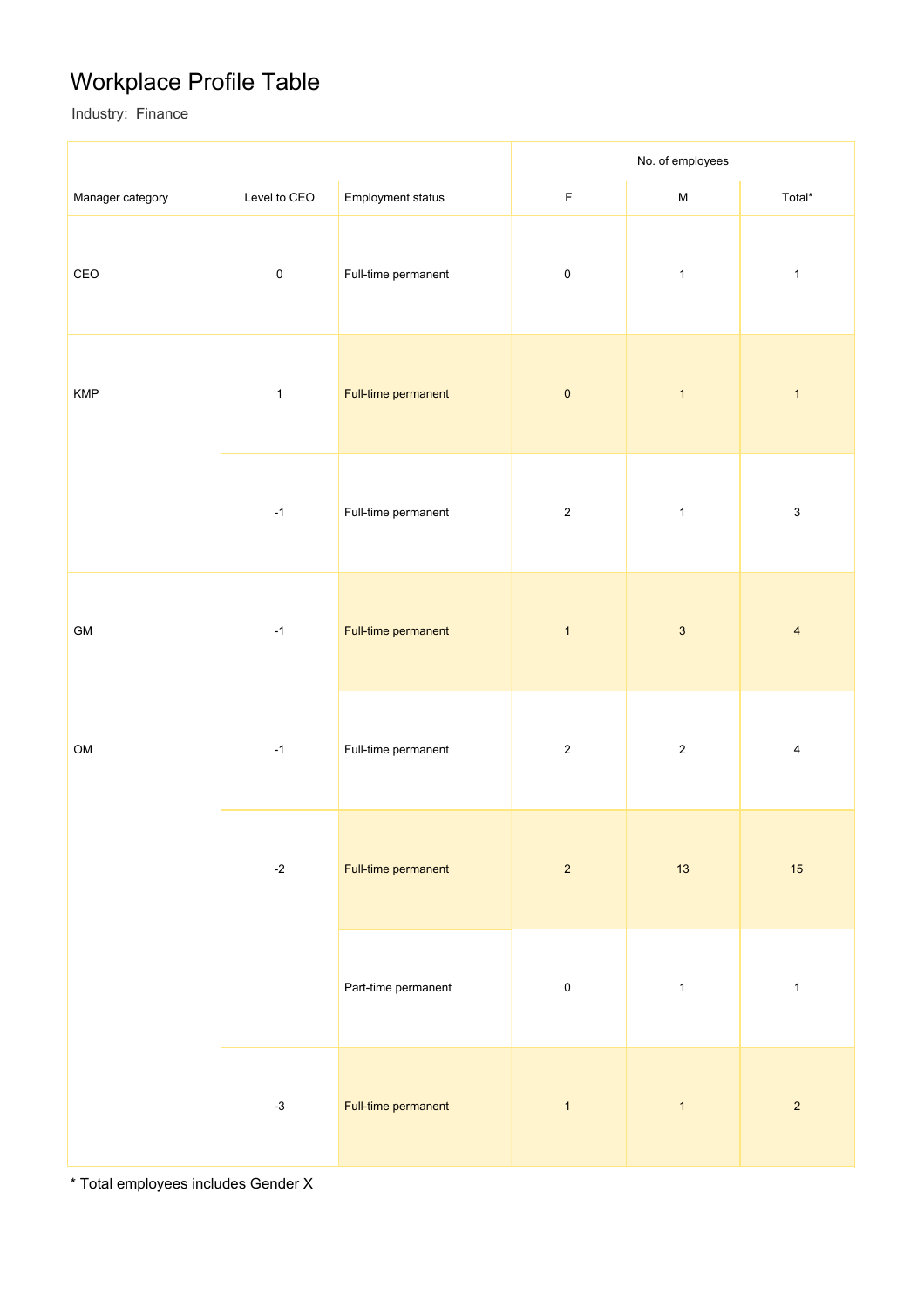# Workplace Profile Table

Industry: Finance

| Manager category | Level to CEO | Employment status | No. of employees F | M | Total* |
|---|---|---|---|---|---|
| CEO | 0 | Full-time permanent | 0 | 1 | 1 |
| KMP | 1 | Full-time permanent | 0 | 1 | 1 |
| | -1 | Full-time permanent | 2 | 1 | 3 |
| GM | -1 | Full-time permanent | 1 | 3 | 4 |
| OM | -1 | Full-time permanent | 2 | 2 | 4 |
| | -2 | Full-time permanent | 2 | 13 | 15 |
| | | Part-time permanent | 0 | 1 | 1 |
| | -3 | Full-time permanent | 1 | 1 | 2 |

* Total employees includes Gender X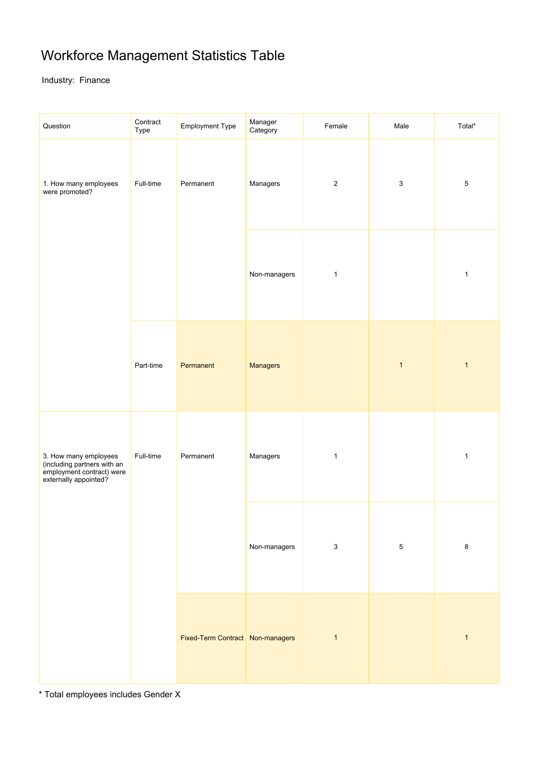# Workforce Management Statistics Table

Industry: Finance

| Question | Contract Type | Employment Type | Manager Category | Female | Male | Total* |
|---|---|---|---|---|---|---|
| 1. How many employees were promoted? | Full-time | Permanent | Managers | 2 | 3 | 5 |
| | | | Non-managers | 1 | | 1 |
| | Part-time | Permanent | Managers | | 1 | 1 |
| 3. How many employees (including partners with an employment contract) were externally appointed? | Full-time | Permanent | Managers | 1 | | 1 |
| | | | Non-managers | 3 | 5 | 8 |
| | | Fixed-Term Contract | Non-managers | 1 | | 1 |

* Total employees includes Gender X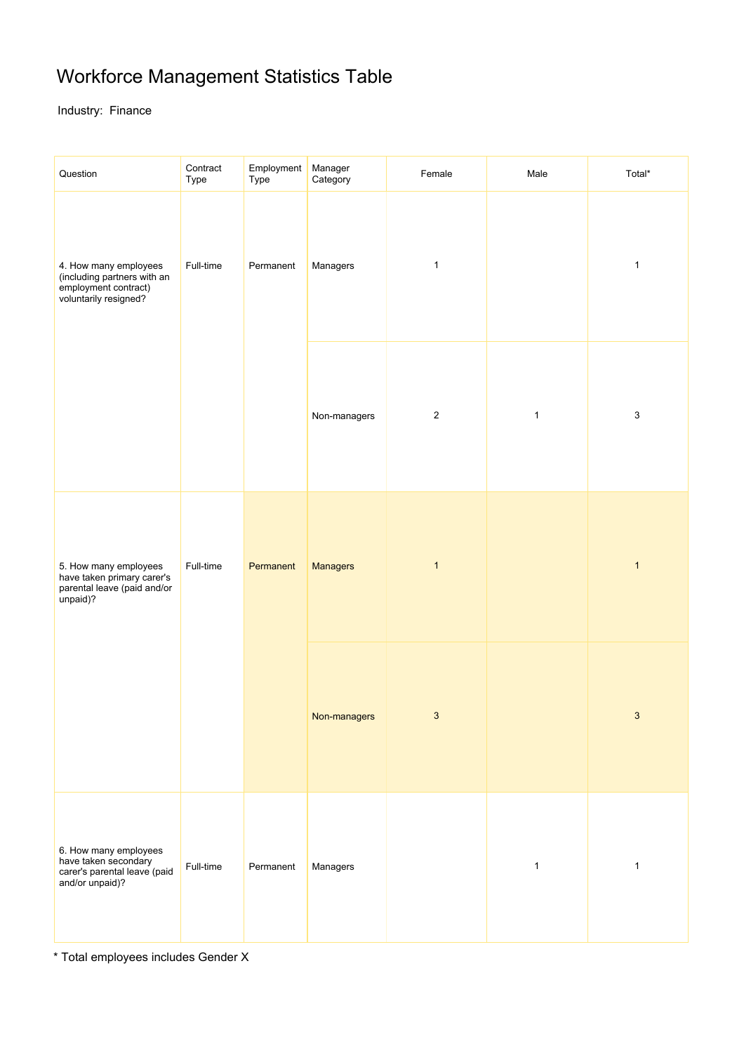# Workforce Management Statistics Table

Industry: Finance

| Question | Contract Type | Employment Type | Manager Category | Female | Male | Total* |
| --- | --- | --- | --- | --- | --- | --- |
| 4. How many employees (including partners with an employment contract) voluntarily resigned? | Full-time | Permanent | Managers | 1 | | 1 |
| | | | Non-managers | 2 | 1 | 3 |
| 5. How many employees have taken primary carer's parental leave (paid and/or unpaid)? | Full-time | Permanent | Managers | 1 | | 1 |
| | | | Non-managers | 3 | | 3 |
| 6. How many employees have taken secondary carer's parental leave (paid and/or unpaid)? | Full-time | Permanent | Managers | | 1 | 1 |

* Total employees includes Gender X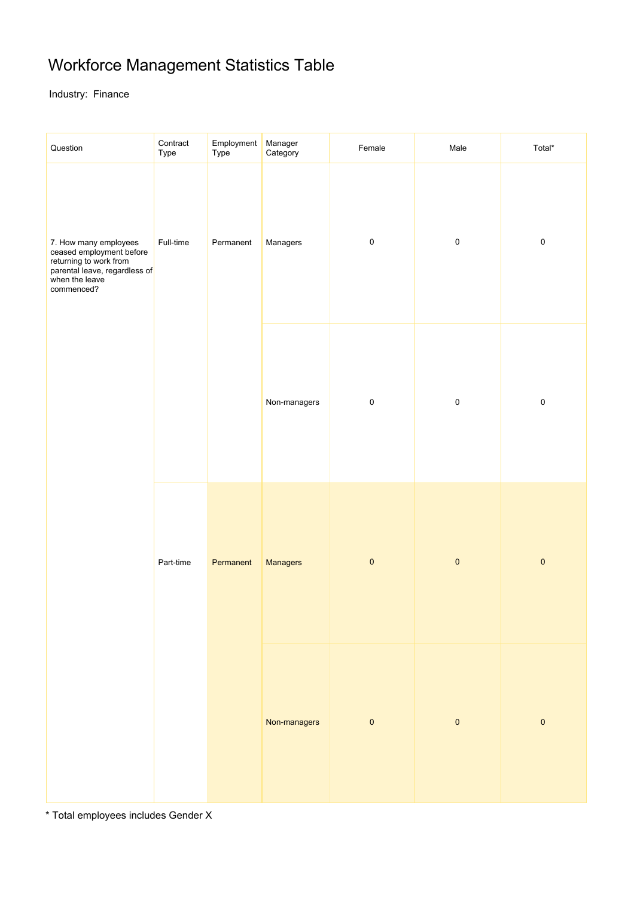# Workforce Management Statistics Table

Industry: Finance

| Question | Contract Type | Employment Type | Manager Category | Female | Male | Total* |
|---|---|---|---|---|---|---|
| 7. How many employees ceased employment before returning to work from parental leave, regardless of when the leave commenced? | Full-time | Permanent | Managers | 0 | 0 | 0 |
| | | | Non-managers | 0 | 0 | 0 |
| | Part-time | Permanent | Managers | 0 | 0 | 0 |
| | | | Non-managers | 0 | 0 | 0 |

* Total employees includes Gender X